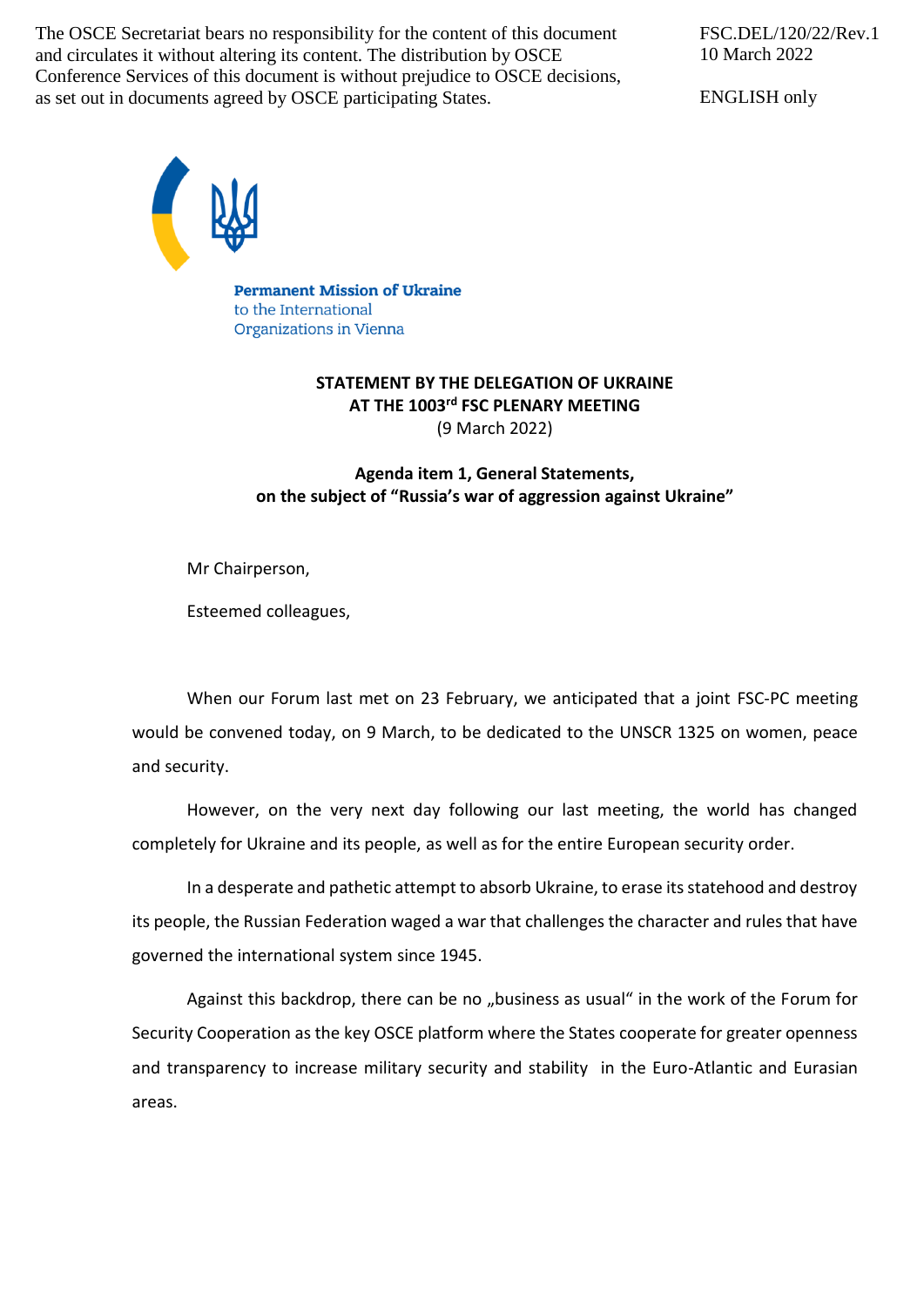The OSCE Secretariat bears no responsibility for the content of this document and circulates it without altering its content. The distribution by OSCE Conference Services of this document is without prejudice to OSCE decisions, as set out in documents agreed by OSCE participating States.

FSC.DEL/120/22/Rev.1
10 March 2022

ENGLISH only

**Permanent Mission of Ukraine**
to the International
Organizations in Vienna

**STATEMENT BY THE DELEGATION OF UKRAINE**
**AT THE 1003rd FSC PLENARY MEETING**
(9 March 2022)

**Agenda item 1, General Statements,**
**on the subject of "Russia's war of aggression against Ukraine"**

Mr Chairperson,

Esteemed colleagues,

When our Forum last met on 23 February, we anticipated that a joint FSC-PC meeting would be convened today, on 9 March, to be dedicated to the UNSCR 1325 on women, peace and security.

However, on the very next day following our last meeting, the world has changed completely for Ukraine and its people, as well as for the entire European security order.

In a desperate and pathetic attempt to absorb Ukraine, to erase its statehood and destroy its people, the Russian Federation waged a war that challenges the character and rules that have governed the international system since 1945.

Against this backdrop, there can be no „business as usual" in the work of the Forum for Security Cooperation as the key OSCE platform where the States cooperate for greater openness and transparency to increase military security and stability in the Euro-Atlantic and Eurasian areas.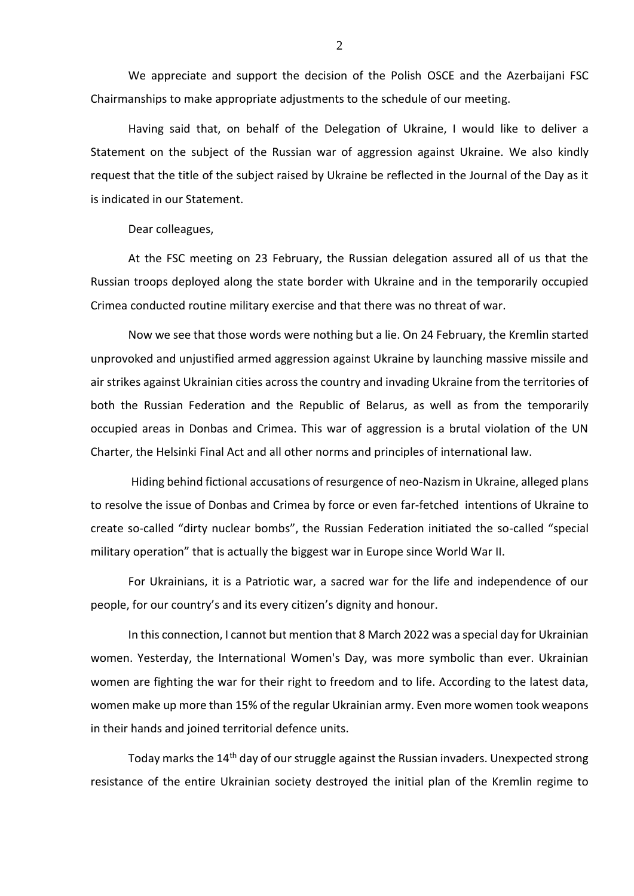We appreciate and support the decision of the Polish OSCE and the Azerbaijani FSC Chairmanships to make appropriate adjustments to the schedule of our meeting.

Having said that, on behalf of the Delegation of Ukraine, I would like to deliver a Statement on the subject of the Russian war of aggression against Ukraine. We also kindly request that the title of the subject raised by Ukraine be reflected in the Journal of the Day as it is indicated in our Statement.

Dear colleagues,

At the FSC meeting on 23 February, the Russian delegation assured all of us that the Russian troops deployed along the state border with Ukraine and in the temporarily occupied Crimea conducted routine military exercise and that there was no threat of war.

Now we see that those words were nothing but a lie. On 24 February, the Kremlin started unprovoked and unjustified armed aggression against Ukraine by launching massive missile and air strikes against Ukrainian cities across the country and invading Ukraine from the territories of both the Russian Federation and the Republic of Belarus, as well as from the temporarily occupied areas in Donbas and Crimea. This war of aggression is a brutal violation of the UN Charter, the Helsinki Final Act and all other norms and principles of international law.

Hiding behind fictional accusations of resurgence of neo-Nazism in Ukraine, alleged plans to resolve the issue of Donbas and Crimea by force or even far-fetched intentions of Ukraine to create so-called "dirty nuclear bombs", the Russian Federation initiated the so-called "special military operation" that is actually the biggest war in Europe since World War II.

For Ukrainians, it is a Patriotic war, a sacred war for the life and independence of our people, for our country's and its every citizen's dignity and honour.

In this connection, I cannot but mention that 8 March 2022 was a special day for Ukrainian women. Yesterday, the International Women's Day, was more symbolic than ever. Ukrainian women are fighting the war for their right to freedom and to life. According to the latest data, women make up more than 15% of the regular Ukrainian army. Even more women took weapons in their hands and joined territorial defence units.

Today marks the 14th day of our struggle against the Russian invaders. Unexpected strong resistance of the entire Ukrainian society destroyed the initial plan of the Kremlin regime to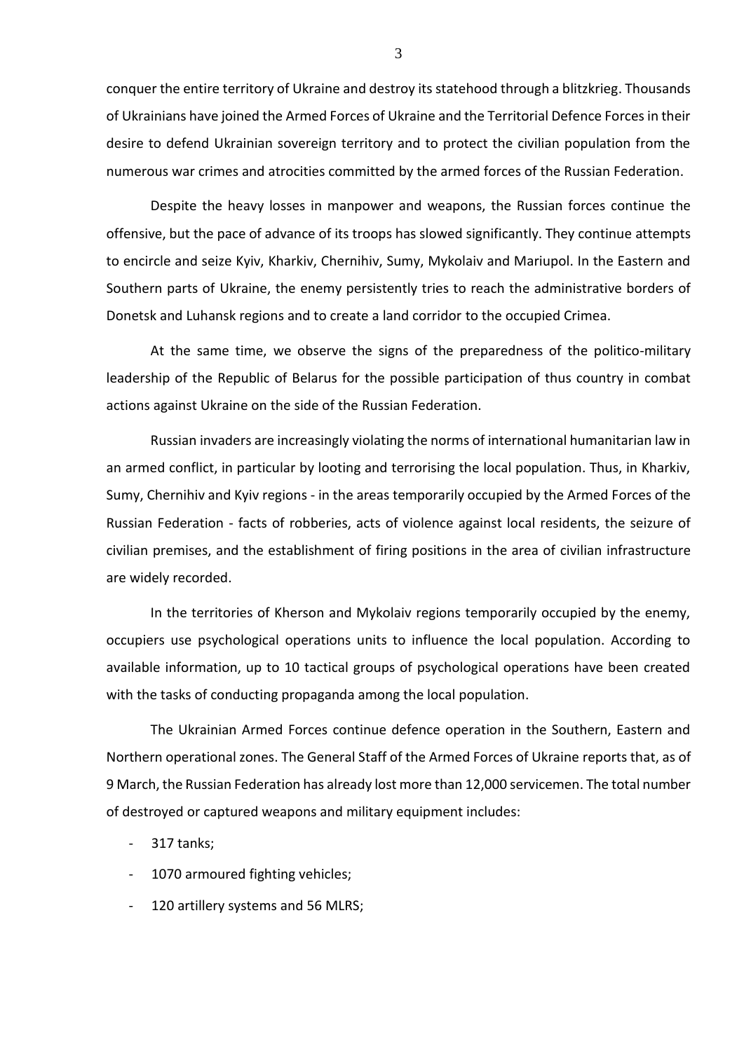conquer the entire territory of Ukraine and destroy its statehood through a blitzkrieg. Thousands of Ukrainians have joined the Armed Forces of Ukraine and the Territorial Defence Forces in their desire to defend Ukrainian sovereign territory and to protect the civilian population from the numerous war crimes and atrocities committed by the armed forces of the Russian Federation.

Despite the heavy losses in manpower and weapons, the Russian forces continue the offensive, but the pace of advance of its troops has slowed significantly. They continue attempts to encircle and seize Kyiv, Kharkiv, Chernihiv, Sumy, Mykolaiv and Mariupol. In the Eastern and Southern parts of Ukraine, the enemy persistently tries to reach the administrative borders of Donetsk and Luhansk regions and to create a land corridor to the occupied Crimea.

At the same time, we observe the signs of the preparedness of the politico-military leadership of the Republic of Belarus for the possible participation of thus country in combat actions against Ukraine on the side of the Russian Federation.

Russian invaders are increasingly violating the norms of international humanitarian law in an armed conflict, in particular by looting and terrorising the local population. Thus, in Kharkiv, Sumy, Chernihiv and Kyiv regions - in the areas temporarily occupied by the Armed Forces of the Russian Federation - facts of robberies, acts of violence against local residents, the seizure of civilian premises, and the establishment of firing positions in the area of civilian infrastructure are widely recorded.

In the territories of Kherson and Mykolaiv regions temporarily occupied by the enemy, occupiers use psychological operations units to influence the local population. According to available information, up to 10 tactical groups of psychological operations have been created with the tasks of conducting propaganda among the local population.

The Ukrainian Armed Forces continue defence operation in the Southern, Eastern and Northern operational zones. The General Staff of the Armed Forces of Ukraine reports that, as of 9 March, the Russian Federation has already lost more than 12,000 servicemen. The total number of destroyed or captured weapons and military equipment includes:

- 317 tanks;
- 1070 armoured fighting vehicles;
- 120 artillery systems and 56 MLRS;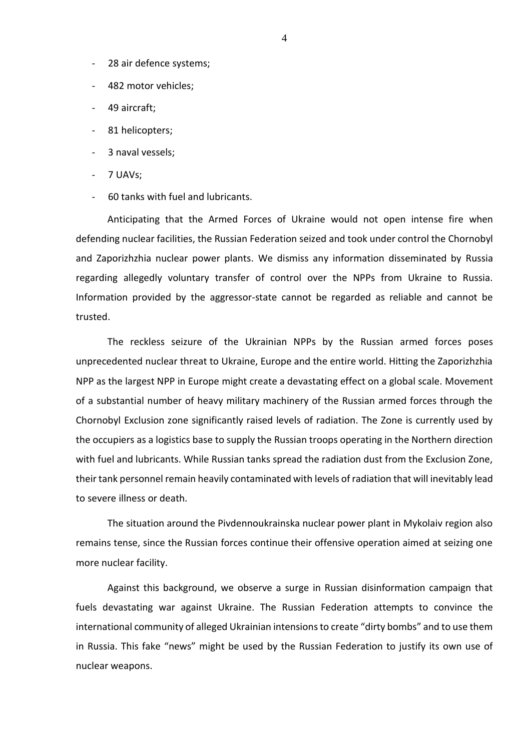- 28 air defence systems;
- 482 motor vehicles;
- 49 aircraft;
- 81 helicopters;
- 3 naval vessels;
- 7 UAVs;
- 60 tanks with fuel and lubricants.

Anticipating that the Armed Forces of Ukraine would not open intense fire when defending nuclear facilities, the Russian Federation seized and took under control the Chornobyl and Zaporizhzhia nuclear power plants. We dismiss any information disseminated by Russia regarding allegedly voluntary transfer of control over the NPPs from Ukraine to Russia. Information provided by the aggressor-state cannot be regarded as reliable and cannot be trusted.

The reckless seizure of the Ukrainian NPPs by the Russian armed forces poses unprecedented nuclear threat to Ukraine, Europe and the entire world. Hitting the Zaporizhzhia NPP as the largest NPP in Europe might create a devastating effect on a global scale. Movement of a substantial number of heavy military machinery of the Russian armed forces through the Chornobyl Exclusion zone significantly raised levels of radiation. The Zone is currently used by the occupiers as a logistics base to supply the Russian troops operating in the Northern direction with fuel and lubricants. While Russian tanks spread the radiation dust from the Exclusion Zone, their tank personnel remain heavily contaminated with levels of radiation that will inevitably lead to severe illness or death.

The situation around the Pivdennoukrainska nuclear power plant in Mykolaiv region also remains tense, since the Russian forces continue their offensive operation aimed at seizing one more nuclear facility.

Against this background, we observe a surge in Russian disinformation campaign that fuels devastating war against Ukraine. The Russian Federation attempts to convince the international community of alleged Ukrainian intensions to create "dirty bombs" and to use them in Russia. This fake "news" might be used by the Russian Federation to justify its own use of nuclear weapons.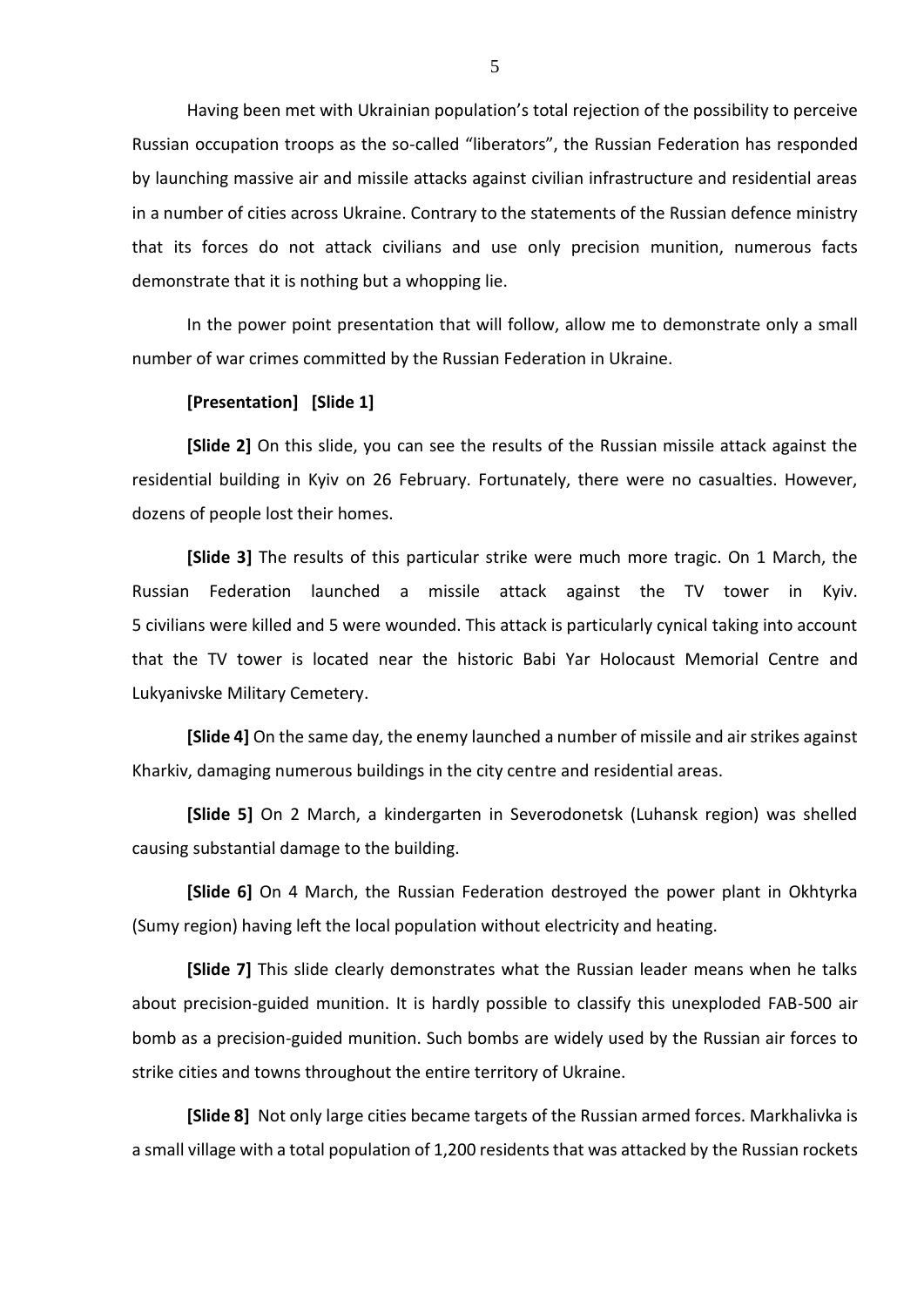Having been met with Ukrainian population's total rejection of the possibility to perceive Russian occupation troops as the so-called "liberators", the Russian Federation has responded by launching massive air and missile attacks against civilian infrastructure and residential areas in a number of cities across Ukraine. Contrary to the statements of the Russian defence ministry that its forces do not attack civilians and use only precision munition, numerous facts demonstrate that it is nothing but a whopping lie.

In the power point presentation that will follow, allow me to demonstrate only a small number of war crimes committed by the Russian Federation in Ukraine.

**[Presentation] [Slide 1]**

**[Slide 2]** On this slide, you can see the results of the Russian missile attack against the residential building in Kyiv on 26 February. Fortunately, there were no casualties. However, dozens of people lost their homes.

**[Slide 3]** The results of this particular strike were much more tragic. On 1 March, the Russian Federation launched a missile attack against the TV tower in Kyiv. 5 civilians were killed and 5 were wounded. This attack is particularly cynical taking into account that the TV tower is located near the historic Babi Yar Holocaust Memorial Centre and Lukyanivske Military Cemetery.

**[Slide 4]** On the same day, the enemy launched a number of missile and air strikes against Kharkiv, damaging numerous buildings in the city centre and residential areas.

**[Slide 5]** On 2 March, a kindergarten in Severodonetsk (Luhansk region) was shelled causing substantial damage to the building.

**[Slide 6]** On 4 March, the Russian Federation destroyed the power plant in Okhtyrka (Sumy region) having left the local population without electricity and heating.

**[Slide 7]** This slide clearly demonstrates what the Russian leader means when he talks about precision-guided munition. It is hardly possible to classify this unexploded FAB-500 air bomb as a precision-guided munition. Such bombs are widely used by the Russian air forces to strike cities and towns throughout the entire territory of Ukraine.

**[Slide 8]** Not only large cities became targets of the Russian armed forces. Markhalivka is a small village with a total population of 1,200 residents that was attacked by the Russian rockets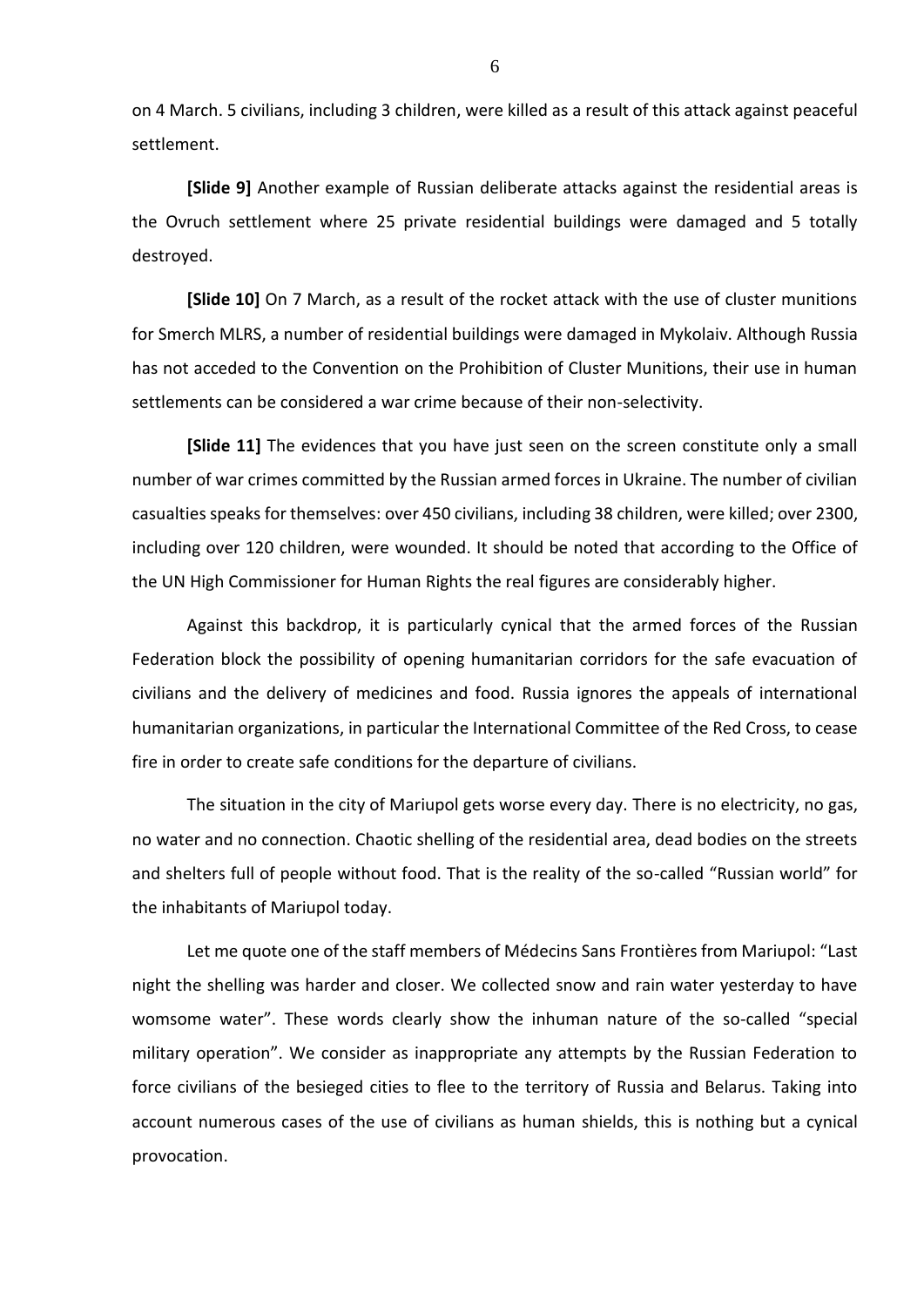on 4 March. 5 civilians, including 3 children, were killed as a result of this attack against peaceful settlement.

**[Slide 9]** Another example of Russian deliberate attacks against the residential areas is the Ovruch settlement where 25 private residential buildings were damaged and 5 totally destroyed.

**[Slide 10]** On 7 March, as a result of the rocket attack with the use of cluster munitions for Smerch MLRS, a number of residential buildings were damaged in Mykolaiv. Although Russia has not acceded to the Convention on the Prohibition of Cluster Munitions, their use in human settlements can be considered a war crime because of their non-selectivity.

**[Slide 11]** The evidences that you have just seen on the screen constitute only a small number of war crimes committed by the Russian armed forces in Ukraine. The number of civilian casualties speaks for themselves: over 450 civilians, including 38 children, were killed; over 2300, including over 120 children, were wounded. It should be noted that according to the Office of the UN High Commissioner for Human Rights the real figures are considerably higher.

Against this backdrop, it is particularly cynical that the armed forces of the Russian Federation block the possibility of opening humanitarian corridors for the safe evacuation of civilians and the delivery of medicines and food. Russia ignores the appeals of international humanitarian organizations, in particular the International Committee of the Red Cross, to cease fire in order to create safe conditions for the departure of civilians.

The situation in the city of Mariupol gets worse every day. There is no electricity, no gas, no water and no connection. Chaotic shelling of the residential area, dead bodies on the streets and shelters full of people without food. That is the reality of the so-called "Russian world" for the inhabitants of Mariupol today.

Let me quote one of the staff members of Médecins Sans Frontières from Mariupol: "Last night the shelling was harder and closer. We collected snow and rain water yesterday to have womsome water". These words clearly show the inhuman nature of the so-called "special military operation". We consider as inappropriate any attempts by the Russian Federation to force civilians of the besieged cities to flee to the territory of Russia and Belarus. Taking into account numerous cases of the use of civilians as human shields, this is nothing but a cynical provocation.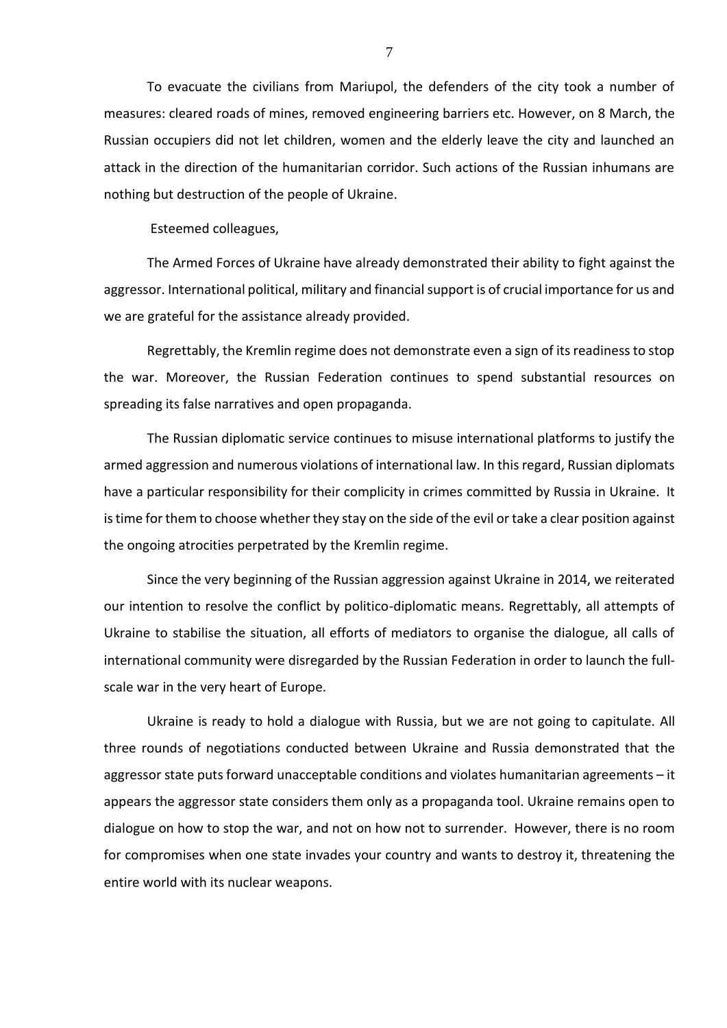To evacuate the civilians from Mariupol, the defenders of the city took a number of measures: cleared roads of mines, removed engineering barriers etc. However, on 8 March, the Russian occupiers did not let children, women and the elderly leave the city and launched an attack in the direction of the humanitarian corridor. Such actions of the Russian inhumans are nothing but destruction of the people of Ukraine.

Esteemed colleagues,

The Armed Forces of Ukraine have already demonstrated their ability to fight against the aggressor. International political, military and financial support is of crucial importance for us and we are grateful for the assistance already provided.

Regrettably, the Kremlin regime does not demonstrate even a sign of its readiness to stop the war. Moreover, the Russian Federation continues to spend substantial resources on spreading its false narratives and open propaganda.

The Russian diplomatic service continues to misuse international platforms to justify the armed aggression and numerous violations of international law. In this regard, Russian diplomats have a particular responsibility for their complicity in crimes committed by Russia in Ukraine. It is time for them to choose whether they stay on the side of the evil or take a clear position against the ongoing atrocities perpetrated by the Kremlin regime.

Since the very beginning of the Russian aggression against Ukraine in 2014, we reiterated our intention to resolve the conflict by politico-diplomatic means. Regrettably, all attempts of Ukraine to stabilise the situation, all efforts of mediators to organise the dialogue, all calls of international community were disregarded by the Russian Federation in order to launch the full-scale war in the very heart of Europe.

Ukraine is ready to hold a dialogue with Russia, but we are not going to capitulate. All three rounds of negotiations conducted between Ukraine and Russia demonstrated that the aggressor state puts forward unacceptable conditions and violates humanitarian agreements – it appears the aggressor state considers them only as a propaganda tool. Ukraine remains open to dialogue on how to stop the war, and not on how not to surrender. However, there is no room for compromises when one state invades your country and wants to destroy it, threatening the entire world with its nuclear weapons.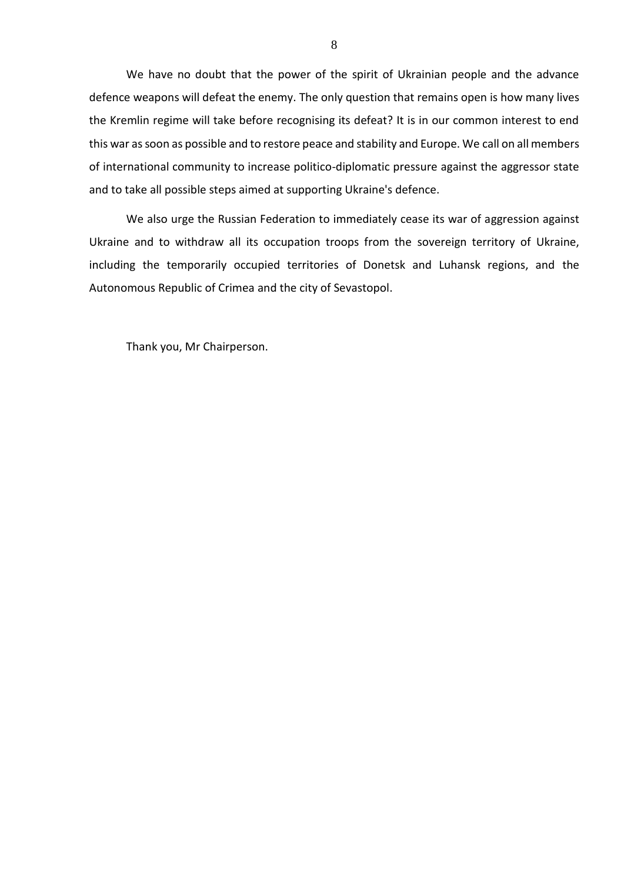We have no doubt that the power of the spirit of Ukrainian people and the advance defence weapons will defeat the enemy. The only question that remains open is how many lives the Kremlin regime will take before recognising its defeat? It is in our common interest to end this war as soon as possible and to restore peace and stability and Europe. We call on all members of international community to increase politico-diplomatic pressure against the aggressor state and to take all possible steps aimed at supporting Ukraine's defence.

We also urge the Russian Federation to immediately cease its war of aggression against Ukraine and to withdraw all its occupation troops from the sovereign territory of Ukraine, including the temporarily occupied territories of Donetsk and Luhansk regions, and the Autonomous Republic of Crimea and the city of Sevastopol.

Thank you, Mr Chairperson.